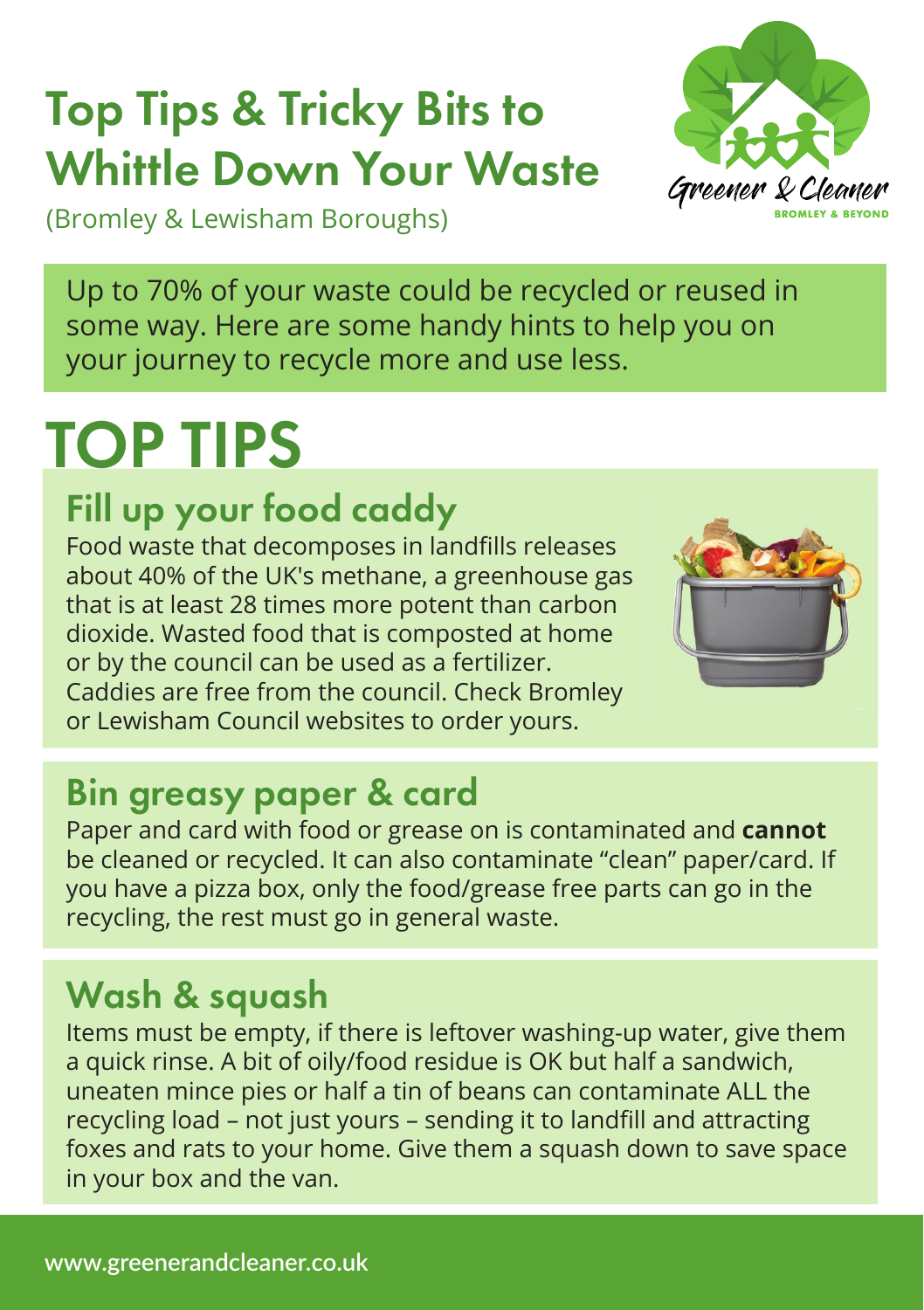# Top Tips & Tricky Bits to Whittle Down Your Waste

(Bromley & Lewisham Boroughs)

Greener & Cleaner
BROMLEY & BEYOND

Up to 70% of your waste could be recycled or reused in some way. Here are some handy hints to help you on your journey to recycle more and use less.

# TOP TIPS

## Fill up your food caddy

Food waste that decomposes in landfills releases about 40% of the UK's methane, a greenhouse gas that is at least 28 times more potent than carbon dioxide. Wasted food that is composted at home or by the council can be used as a fertilizer. Caddies are free from the council. Check Bromley or Lewisham Council websites to order yours.

## Bin greasy paper & card

Paper and card with food or grease on is contaminated and **cannot** be cleaned or recycled. It can also contaminate "clean" paper/card. If you have a pizza box, only the food/grease free parts can go in the recycling, the rest must go in general waste.

## Wash & squash

Items must be empty, if there is leftover washing-up water, give them a quick rinse. A bit of oily/food residue is OK but half a sandwich, uneaten mince pies or half a tin of beans can contaminate ALL the recycling load – not just yours – sending it to landfill and attracting foxes and rats to your home. Give them a squash down to save space in your box and the van.

www.greenerandcleaner.co.uk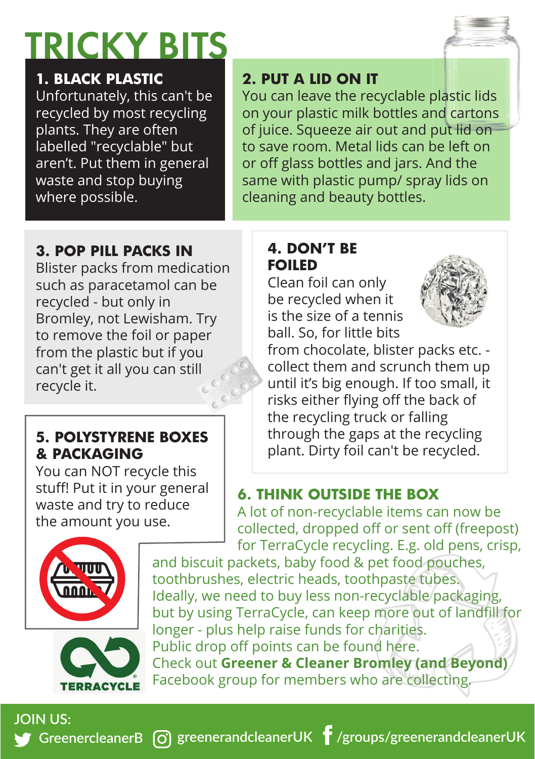# TRICKY BITS

## 1. BLACK PLASTIC

Unfortunately, this can't be recycled by most recycling plants. They are often labelled "recyclable" but aren't. Put them in general waste and stop buying where possible.

## 2. PUT A LID ON IT

You can leave the recyclable plastic lids on your plastic milk bottles and cartons of juice. Squeeze air out and put lid on to save room. Metal lids can be left on or off glass bottles and jars. And the same with plastic pump/ spray lids on cleaning and beauty bottles.

## 3. POP PILL PACKS IN

Blister packs from medication such as paracetamol can be recycled - but only in Bromley, not Lewisham. Try to remove the foil or paper from the plastic but if you can't get it all you can still recycle it.

## 4. DON'T BE FOILED

Clean foil can only be recycled when it is the size of a tennis ball. So, for little bits from chocolate, blister packs etc. - collect them and scrunch them up until it's big enough. If too small, it risks either flying off the back of the recycling truck or falling through the gaps at the recycling plant. Dirty foil can't be recycled.

## 5. POLYSTYRENE BOXES & PACKAGING

You can NOT recycle this stuff! Put it in your general waste and try to reduce the amount you use.

## 6. THINK OUTSIDE THE BOX

A lot of non-recyclable items can now be collected, dropped off or sent off (freepost) for TerraCycle recycling. E.g. old pens, crisp, and biscuit packets, baby food & pet food pouches, toothbrushes, electric heads, toothpaste tubes. Ideally, we need to buy less non-recyclable packaging, but by using TerraCycle, can keep more out of landfill for longer - plus help raise funds for charities. Public drop off points can be found here. Check out **Greener & Cleaner Bromley (and Beyond)** Facebook group for members who are collecting.

TERRACYCLE

JOIN US:

GreenercleanerB greenerandcleanerUK /groups/greenerandcleanerUK